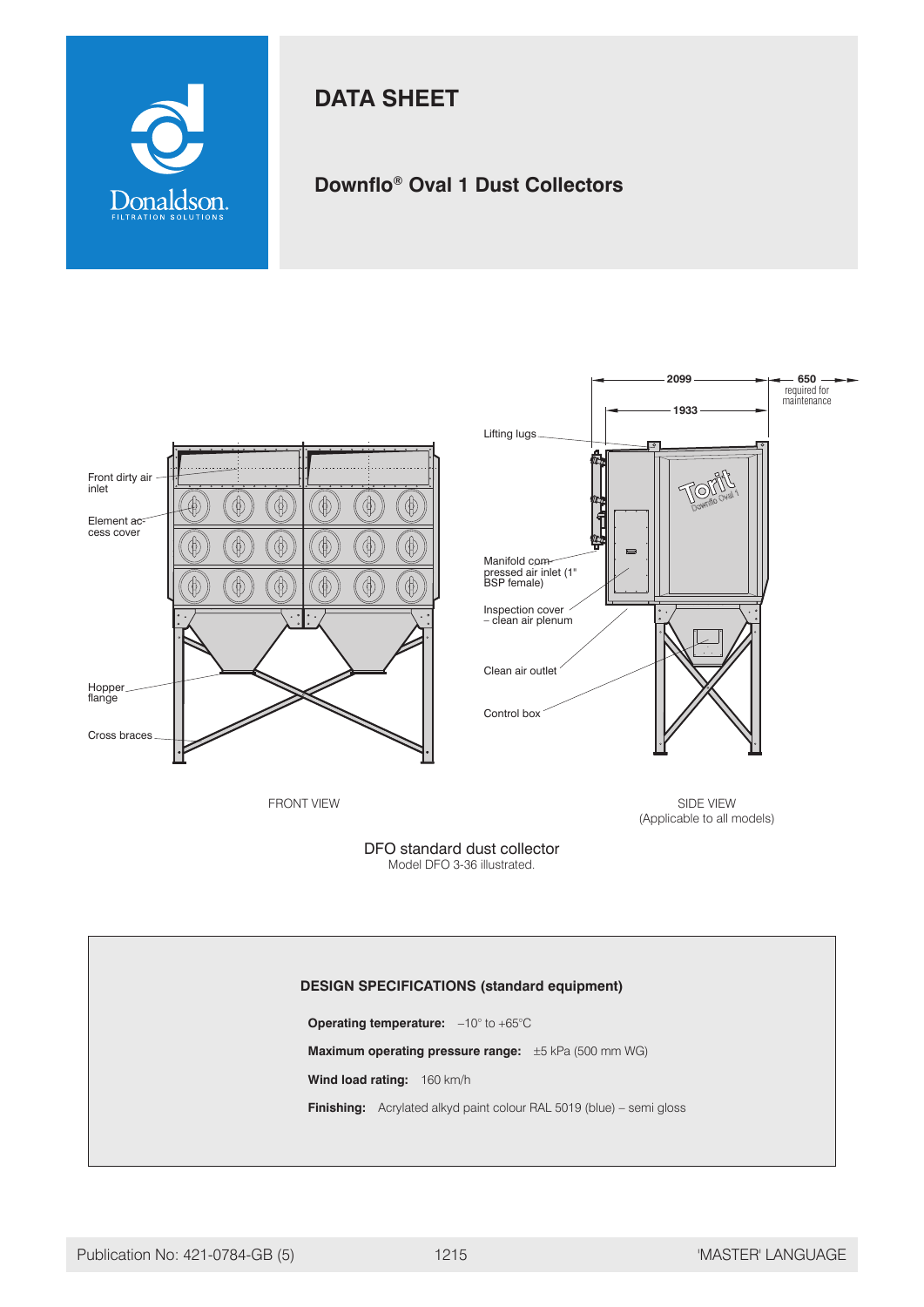# DATA SHEET

## Downflo® Oval 1 Dust Collectors

FRONT VIEW

SIDE VIEW
(Applicable to all models)

DFO standard dust collector
Model DFO 3-36 illustrated.

### DESIGN SPECIFICATIONS (standard equipment)

**Operating temperature:** –10° to +65°C

**Maximum operating pressure range:** ±5 kPa (500 mm WG)

**Wind load rating:** 160 km/h

**Finishing:** Acrylated alkyd paint colour RAL 5019 (blue) – semi gloss

Publication No: 421-0784-GB (5) 1215 'MASTER' LANGUAGE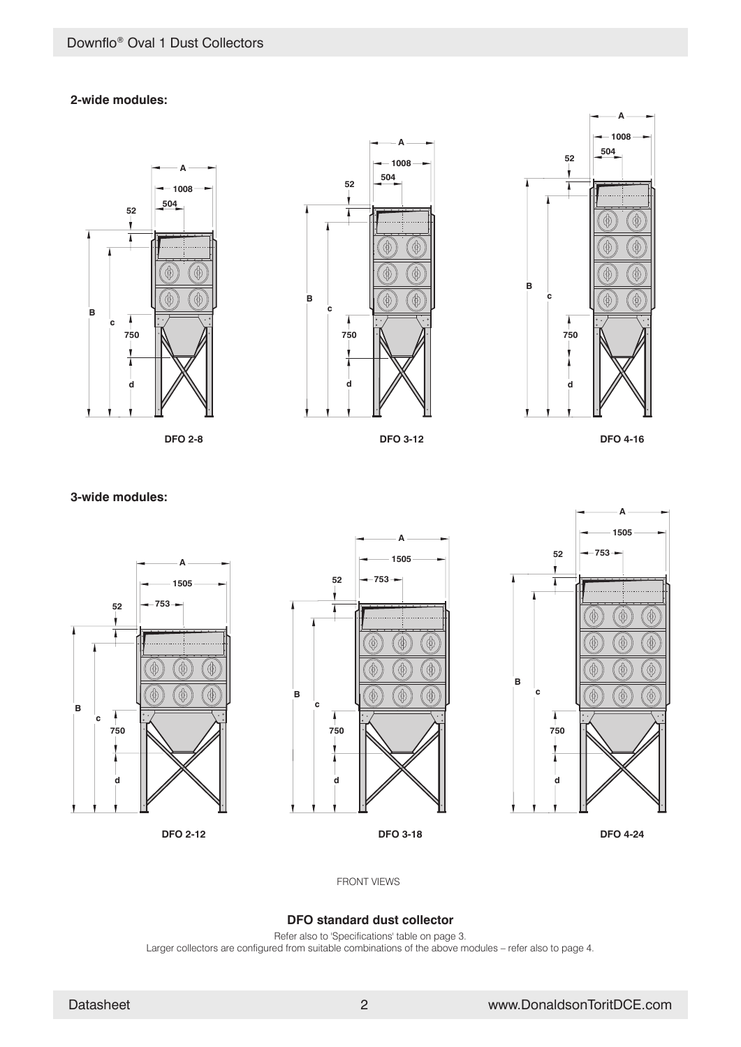**2-wide modules:**

A
1008
504
52
B
c
750
d

DFO 2-8

DFO 3-12

DFO 4-16

**3-wide modules:**

A
1505
753
52
B
c
750
d

DFO 2-12

DFO 3-18

DFO 4-24

FRONT VIEWS

**DFO standard dust collector**

Refer also to 'Specifications' table on page 3.
Larger collectors are configured from suitable combinations of the above modules – refer also to page 4.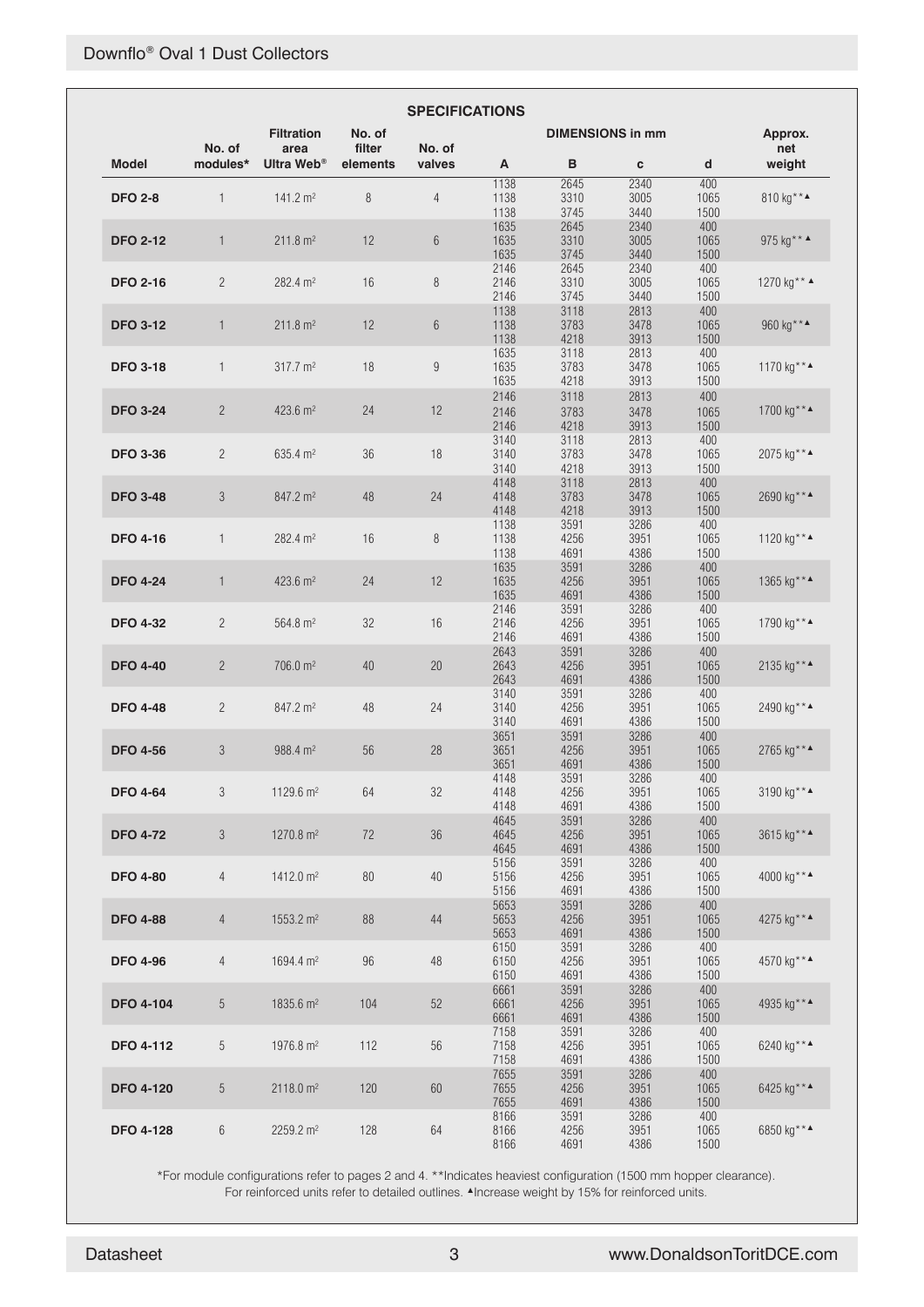## SPECIFICATIONS

| Model | No. of modules* | Filtration area Ultra Web® | No. of filter elements | No. of valves | DIMENSIONS in mm A | B | c | d | Approx. net weight |
|---|---|---|---|---|---|---|---|---|---|
| **DFO 2-8** | 1 | 141.2 m² | 8 | 4 | 1138<br>1138<br>1138 | 2645<br>3310<br>3745 | 2340<br>3005<br>3440 | 400<br>1065<br>1500 | 810 kg**▲ |
| **DFO 2-12** | 1 | 211.8 m² | 12 | 6 | 1635<br>1635<br>1635 | 2645<br>3310<br>3745 | 2340<br>3005<br>3440 | 400<br>1065<br>1500 | 975 kg**▲ |
| **DFO 2-16** | 2 | 282.4 m² | 16 | 8 | 2146<br>2146<br>2146 | 2645<br>3310<br>3745 | 2340<br>3005<br>3440 | 400<br>1065<br>1500 | 1270 kg**▲ |
| **DFO 3-12** | 1 | 211.8 m² | 12 | 6 | 1138<br>1138<br>1138 | 3118<br>3783<br>4218 | 2813<br>3478<br>3913 | 400<br>1065<br>1500 | 960 kg**▲ |
| **DFO 3-18** | 1 | 317.7 m² | 18 | 9 | 1635<br>1635<br>1635 | 3118<br>3783<br>4218 | 2813<br>3478<br>3913 | 400<br>1065<br>1500 | 1170 kg**▲ |
| **DFO 3-24** | 2 | 423.6 m² | 24 | 12 | 2146<br>2146<br>2146 | 3118<br>3783<br>4218 | 2813<br>3478<br>3913 | 400<br>1065<br>1500 | 1700 kg**▲ |
| **DFO 3-36** | 2 | 635.4 m² | 36 | 18 | 3140<br>3140<br>3140 | 3118<br>3783<br>4218 | 2813<br>3478<br>3913 | 400<br>1065<br>1500 | 2075 kg**▲ |
| **DFO 3-48** | 3 | 847.2 m² | 48 | 24 | 4148<br>4148<br>4148 | 3118<br>3783<br>4218 | 2813<br>3478<br>3913 | 400<br>1065<br>1500 | 2690 kg**▲ |
| **DFO 4-16** | 1 | 282.4 m² | 16 | 8 | 1138<br>1138<br>1138 | 3591<br>4256<br>4691 | 3286<br>3951<br>4386 | 400<br>1065<br>1500 | 1120 kg**▲ |
| **DFO 4-24** | 1 | 423.6 m² | 24 | 12 | 1635<br>1635<br>1635 | 3591<br>4256<br>4691 | 3286<br>3951<br>4386 | 400<br>1065<br>1500 | 1365 kg**▲ |
| **DFO 4-32** | 2 | 564.8 m² | 32 | 16 | 2146<br>2146<br>2146 | 3591<br>4256<br>4691 | 3286<br>3951<br>4386 | 400<br>1065<br>1500 | 1790 kg**▲ |
| **DFO 4-40** | 2 | 706.0 m² | 40 | 20 | 2643<br>2643<br>2643 | 3591<br>4256<br>4691 | 3286<br>3951<br>4386 | 400<br>1065<br>1500 | 2135 kg**▲ |
| **DFO 4-48** | 2 | 847.2 m² | 48 | 24 | 3140<br>3140<br>3140 | 3591<br>4256<br>4691 | 3286<br>3951<br>4386 | 400<br>1065<br>1500 | 2490 kg**▲ |
| **DFO 4-56** | 3 | 988.4 m² | 56 | 28 | 3651<br>3651<br>3651 | 3591<br>4256<br>4691 | 3286<br>3951<br>4386 | 400<br>1065<br>1500 | 2765 kg**▲ |
| **DFO 4-64** | 3 | 1129.6 m² | 64 | 32 | 4148<br>4148<br>4148 | 3591<br>4256<br>4691 | 3286<br>3951<br>4386 | 400<br>1065<br>1500 | 3190 kg**▲ |
| **DFO 4-72** | 3 | 1270.8 m² | 72 | 36 | 4645<br>4645<br>4645 | 3591<br>4256<br>4691 | 3286<br>3951<br>4386 | 400<br>1065<br>1500 | 3615 kg**▲ |
| **DFO 4-80** | 4 | 1412.0 m² | 80 | 40 | 5156<br>5156<br>5156 | 3591<br>4256<br>4691 | 3286<br>3951<br>4386 | 400<br>1065<br>1500 | 4000 kg**▲ |
| **DFO 4-88** | 4 | 1553.2 m² | 88 | 44 | 5653<br>5653<br>5653 | 3591<br>4256<br>4691 | 3286<br>3951<br>4386 | 400<br>1065<br>1500 | 4275 kg**▲ |
| **DFO 4-96** | 4 | 1694.4 m² | 96 | 48 | 6150<br>6150<br>6150 | 3591<br>4256<br>4691 | 3286<br>3951<br>4386 | 400<br>1065<br>1500 | 4570 kg**▲ |
| **DFO 4-104** | 5 | 1835.6 m² | 104 | 52 | 6661<br>6661<br>6661 | 3591<br>4256<br>4691 | 3286<br>3951<br>4386 | 400<br>1065<br>1500 | 4935 kg**▲ |
| **DFO 4-112** | 5 | 1976.8 m² | 112 | 56 | 7158<br>7158<br>7158 | 3591<br>4256<br>4691 | 3286<br>3951<br>4386 | 400<br>1065<br>1500 | 6240 kg**▲ |
| **DFO 4-120** | 5 | 2118.0 m² | 120 | 60 | 7655<br>7655<br>7655 | 3591<br>4256<br>4691 | 3286<br>3951<br>4386 | 400<br>1065<br>1500 | 6425 kg**▲ |
| **DFO 4-128** | 6 | 2259.2 m² | 128 | 64 | 8166<br>8166<br>8166 | 3591<br>4256<br>4691 | 3286<br>3951<br>4386 | 400<br>1065<br>1500 | 6850 kg**▲ |

*For module configurations refer to pages 2 and 4. **Indicates heaviest configuration (1500 mm hopper clearance). For reinforced units refer to detailed outlines. ▲Increase weight by 15% for reinforced units.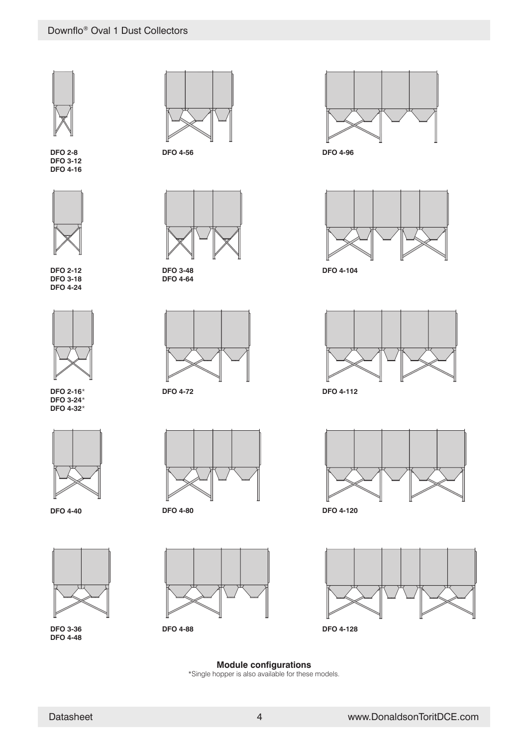DFO 2-8
DFO 3-12
DFO 4-16

DFO 4-56

DFO 4-96

DFO 2-12
DFO 3-18
DFO 4-24

DFO 3-48
DFO 4-64

DFO 4-104

DFO 2-16*
DFO 3-24*
DFO 4-32*

DFO 4-72

DFO 4-112

DFO 4-40

DFO 4-80

DFO 4-120

DFO 3-36
DFO 4-48

DFO 4-88

DFO 4-128

**Module configurations**

*Single hopper is also available for these models.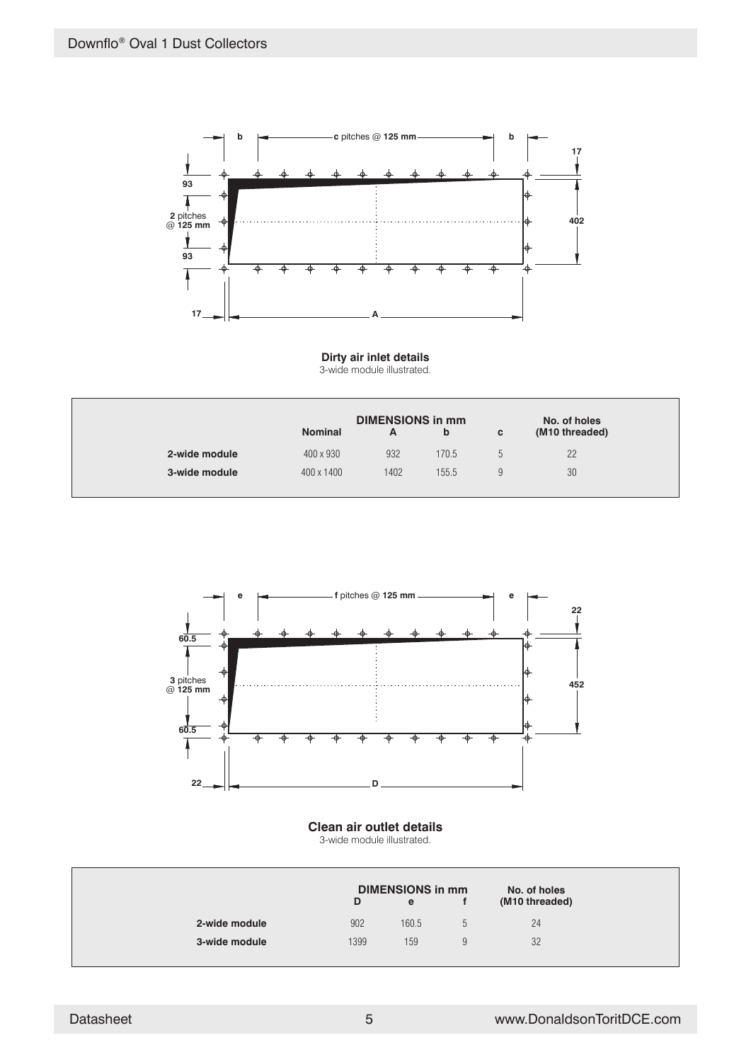**Dirty air inlet details**
3-wide module illustrated.

| | DIMENSIONS in mm | | | | No. of holes |
|---|---|---|---|---|---|
| | Nominal | A | b | c | (M10 threaded) |
| **2-wide module** | 400 x 930 | 932 | 170.5 | 5 | 22 |
| **3-wide module** | 400 x 1400 | 1402 | 155.5 | 9 | 30 |

**Clean air outlet details**
3-wide module illustrated.

| | DIMENSIONS in mm | | | No. of holes |
|---|---|---|---|---|
| | D | e | f | (M10 threaded) |
| **2-wide module** | 902 | 160.5 | 5 | 24 |
| **3-wide module** | 1399 | 159 | 9 | 32 |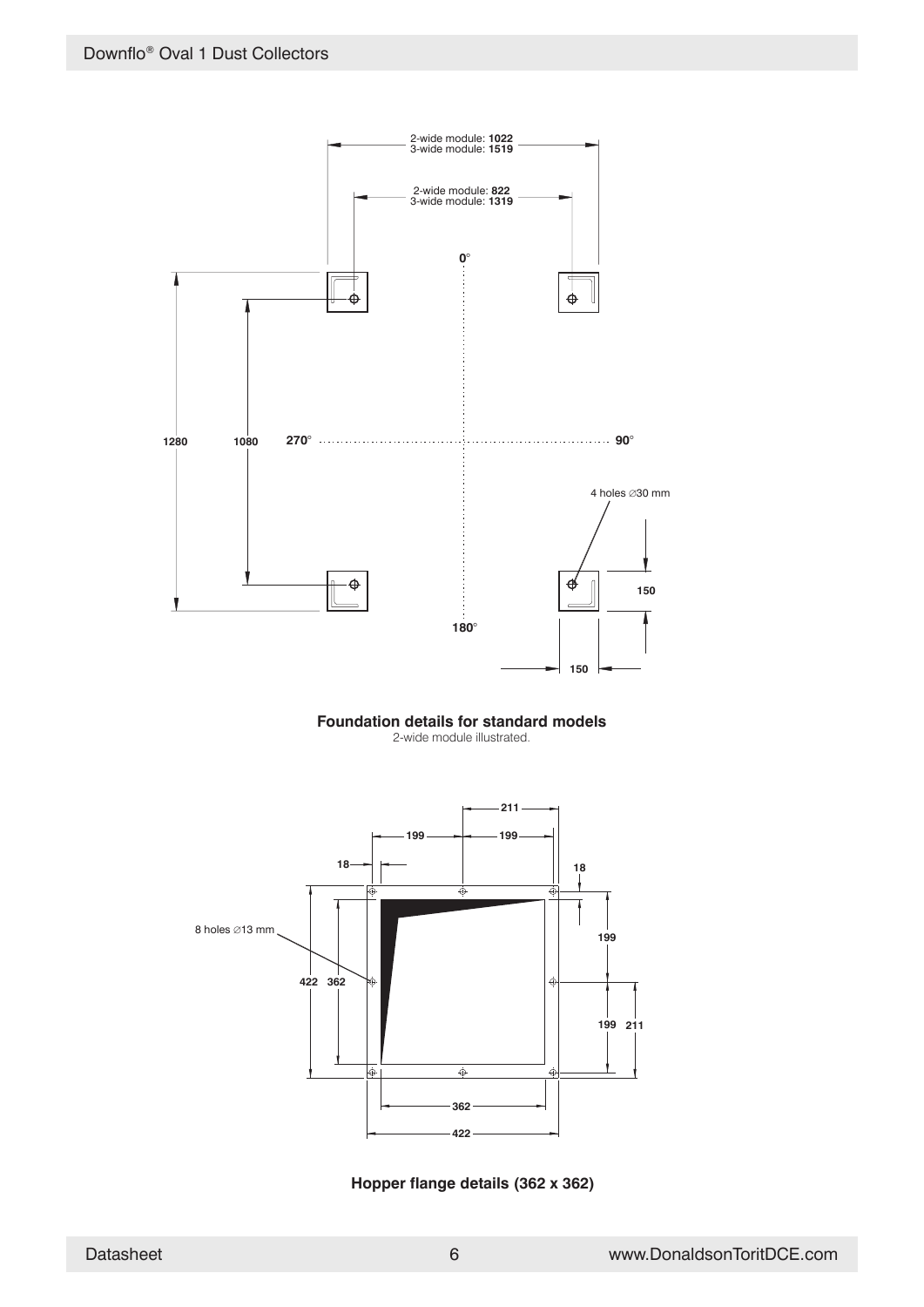2-wide module: **1022**
3-wide module: **1519**

2-wide module: **822**
3-wide module: **1319**

**0°**

**1280** **1080** **270°** **90°**

4 holes ∅30 mm

**150**

**180°**

**150**

**Foundation details for standard models**
2-wide module illustrated.

**211**

**199** **199**

**18** **18**

8 holes ∅13 mm

**199**

**422** **362**

**199** **211**

**362**

**422**

**Hopper flange details (362 x 362)**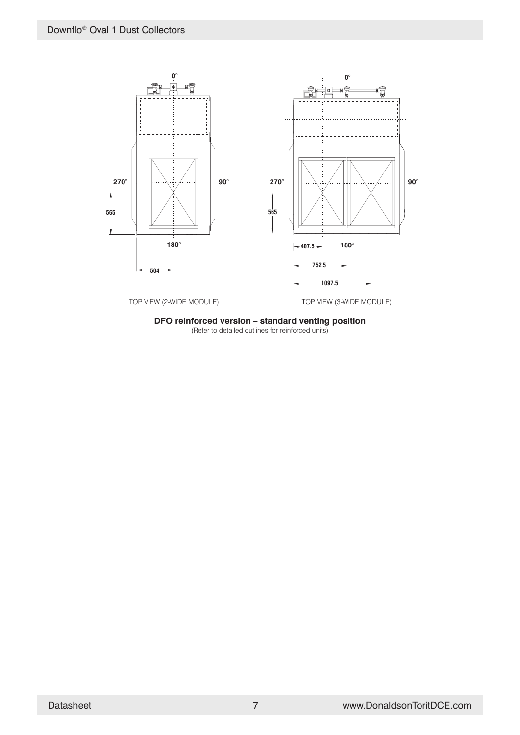0°

270° 90°

565

180°

504

0°

270° 90°

565

407.5 180°

752.5

1097.5

TOP VIEW (2-WIDE MODULE)

TOP VIEW (3-WIDE MODULE)

**DFO reinforced version – standard venting position**
(Refer to detailed outlines for reinforced units)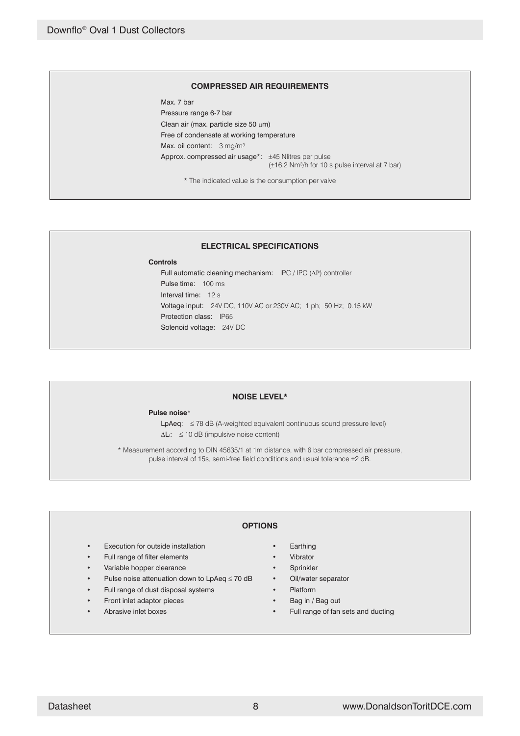## COMPRESSED AIR REQUIREMENTS

Max. 7 bar

Pressure range 6-7 bar

Clean air (max. particle size 50 μm)

Free of condensate at working temperature

Max. oil content: 3 mg/m$^3$

Approx. compressed air usage*: ±45 Nlitres per pulse
(±16.2 Nm$^3$/h for 10 s pulse interval at 7 bar)

* The indicated value is the consumption per valve

## ELECTRICAL SPECIFICATIONS

**Controls**

Full automatic cleaning mechanism: IPC / IPC (ΔP) controller

Pulse time: 100 ms

Interval time: 12 s

Voltage input: 24V DC, 110V AC or 230V AC; 1 ph; 50 Hz; 0.15 kW

Protection class: IP65

Solenoid voltage: 24V DC

## NOISE LEVEL*

**Pulse noise***

LpAeq: ≤ 78 dB (A-weighted equivalent continuous sound pressure level)

$\Delta L_I$: ≤ 10 dB (impulsive noise content)

* Measurement according to DIN 45635/1 at 1m distance, with 6 bar compressed air pressure, pulse interval of 15s, semi-free field conditions and usual tolerance ±2 dB.

## OPTIONS

- Execution for outside installation
- Full range of filter elements
- Variable hopper clearance
- Pulse noise attenuation down to LpAeq ≤ 70 dB
- Full range of dust disposal systems
- Front inlet adaptor pieces
- Abrasive inlet boxes
- Earthing
- Vibrator
- Sprinkler
- Oil/water separator
- Platform
- Bag in / Bag out
- Full range of fan sets and ducting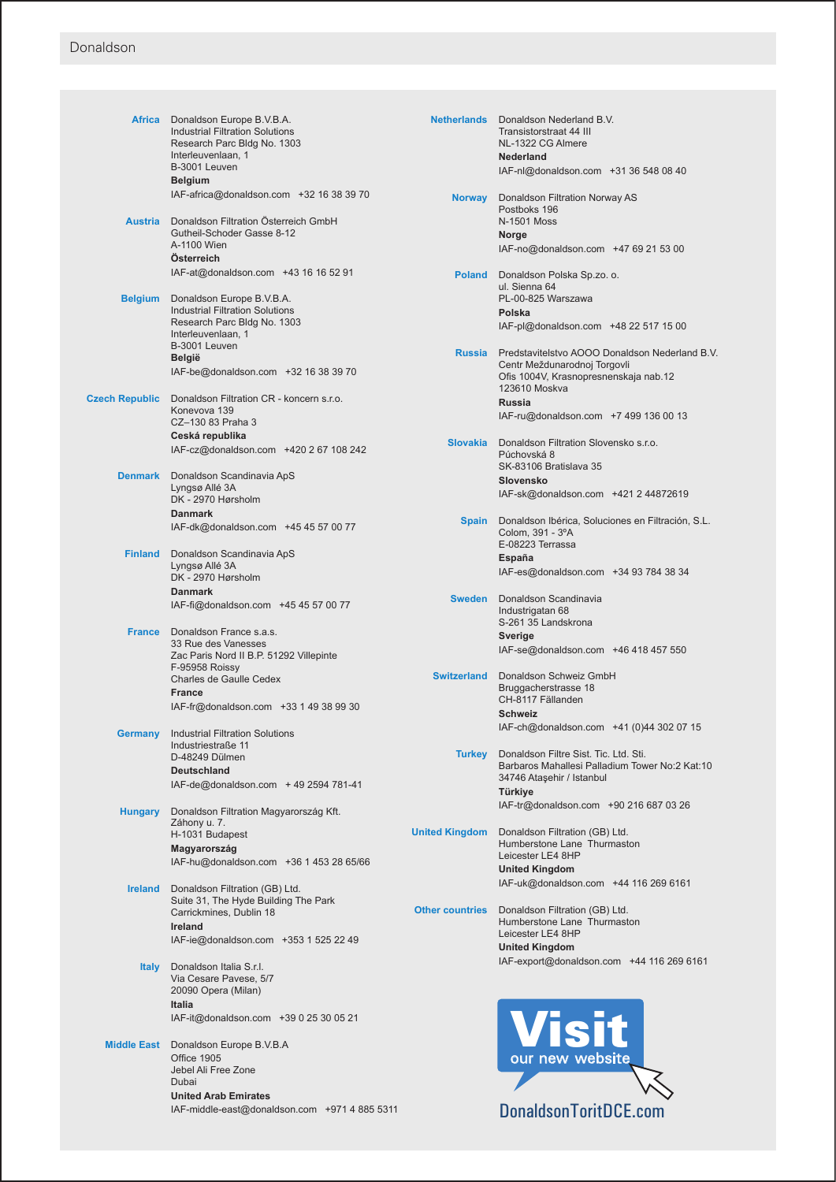**Africa**
Donaldson Europe B.V.B.A.
Industrial Filtration Solutions
Research Parc Bldg No. 1303
Interleuvenlaan, 1
B-3001 Leuven
**Belgium**
IAF-africa@donaldson.com +32 16 38 39 70

**Austria**
Donaldson Filtration Österreich GmbH
Gutheil-Schoder Gasse 8-12
A-1100 Wien
**Österreich**
IAF-at@donaldson.com +43 16 16 52 91

**Belgium**
Donaldson Europe B.V.B.A.
Industrial Filtration Solutions
Research Parc Bldg No. 1303
Interleuvenlaan, 1
B-3001 Leuven
**België**
IAF-be@donaldson.com +32 16 38 39 70

**Czech Republic**
Donaldson Filtration CR - koncern s.r.o.
Konevova 139
CZ–130 83 Praha 3
**Ceská republika**
IAF-cz@donaldson.com +420 2 67 108 242

**Denmark**
Donaldson Scandinavia ApS
Lyngsø Allé 3A
DK - 2970 Hørsholm
**Danmark**
IAF-dk@donaldson.com +45 45 57 00 77

**Finland**
Donaldson Scandinavia ApS
Lyngsø Allé 3A
DK - 2970 Hørsholm
**Danmark**
IAF-fi@donaldson.com +45 45 57 00 77

**France**
Donaldson France s.a.s.
33 Rue des Vanesses
Zac Paris Nord II B.P. 51292 Villepinte
F-95958 Roissy
Charles de Gaulle Cedex
**France**
IAF-fr@donaldson.com +33 1 49 38 99 30

**Germany**
Industrial Filtration Solutions
Industriestraße 11
D-48249 Dülmen
**Deutschland**
IAF-de@donaldson.com + 49 2594 781-41

**Hungary**
Donaldson Filtration Magyarország Kft.
Záhony u. 7.
H-1031 Budapest
**Magyarország**
IAF-hu@donaldson.com +36 1 453 28 65/66

**Ireland**
Donaldson Filtration (GB) Ltd.
Suite 31, The Hyde Building The Park
Carrickmines, Dublin 18
**Ireland**
IAF-ie@donaldson.com +353 1 525 22 49

**Italy**
Donaldson Italia S.r.l.
Via Cesare Pavese, 5/7
20090 Opera (Milan)
**Italia**
IAF-it@donaldson.com +39 0 25 30 05 21

**Middle East**
Donaldson Europe B.V.B.A
Office 1905
Jebel Ali Free Zone
Dubai
**United Arab Emirates**
IAF-middle-east@donaldson.com +971 4 885 5311

**Netherlands**
Donaldson Nederland B.V.
Transistorstraat 44 III
NL-1322 CG Almere
**Nederland**
IAF-nl@donaldson.com +31 36 548 08 40

**Norway**
Donaldson Filtration Norway AS
Postboks 196
N-1501 Moss
**Norge**
IAF-no@donaldson.com +47 69 21 53 00

**Poland**
Donaldson Polska Sp.zo. o.
ul. Sienna 64
PL-00-825 Warszawa
**Polska**
IAF-pl@donaldson.com +48 22 517 15 00

**Russia**
Predstavitelstvo AOOO Donaldson Nederland B.V.
Centr Meždunarodnoj Torgovli
Ofis 1004V, Krasnopresnenskaja nab.12
123610 Moskva
**Russia**
IAF-ru@donaldson.com +7 499 136 00 13

**Slovakia**
Donaldson Filtration Slovensko s.r.o.
Púchovská 8
SK-83106 Bratislava 35
**Slovensko**
IAF-sk@donaldson.com +421 2 44872619

**Spain**
Donaldson Ibérica, Soluciones en Filtración, S.L.
Colom, 391 - 3ºA
E-08223 Terrassa
**España**
IAF-es@donaldson.com +34 93 784 38 34

**Sweden**
Donaldson Scandinavia
Industrigatan 68
S-261 35 Landskrona
**Sverige**
IAF-se@donaldson.com +46 418 457 550

**Switzerland**
Donaldson Schweiz GmbH
Bruggacherstrasse 18
CH-8117 Fällanden
**Schweiz**
IAF-ch@donaldson.com +41 (0)44 302 07 15

**Turkey**
Donaldson Filtre Sist. Tic. Ltd. Sti.
Barbaros Mahallesi Palladium Tower No:2 Kat:10
34746 Ataşehir / Istanbul
**Türkiye**
IAF-tr@donaldson.com +90 216 687 03 26

**United Kingdom**
Donaldson Filtration (GB) Ltd.
Humberstone Lane Thurmaston
Leicester LE4 8HP
**United Kingdom**
IAF-uk@donaldson.com +44 116 269 6161

**Other countries**
Donaldson Filtration (GB) Ltd.
Humberstone Lane Thurmaston
Leicester LE4 8HP
**United Kingdom**
IAF-export@donaldson.com +44 116 269 6161

**Visit** our new website
DonaldsonToritDCE.com